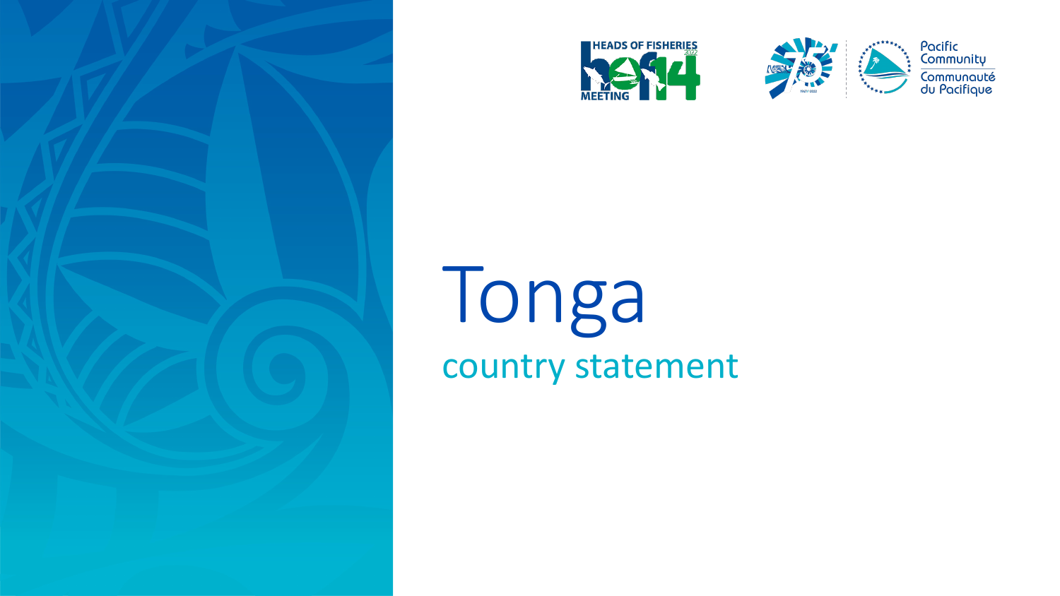# Tonga

## country statement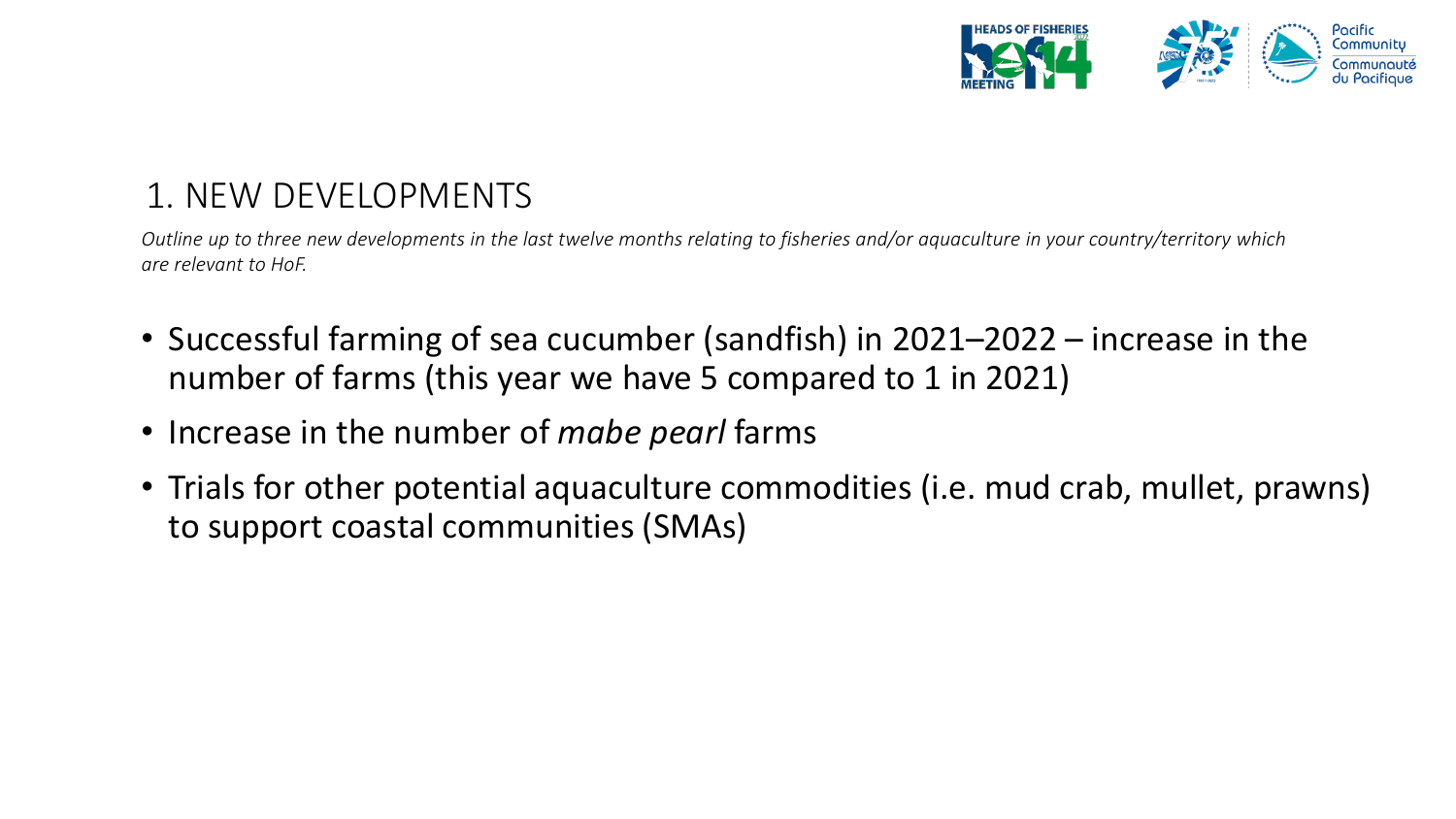## 1. NEW DEVELOPMENTS

*Outline up to three new developments in the last twelve months relating to fisheries and/or aquaculture in your country/territory which are relevant to HoF.*

- Successful farming of sea cucumber (sandfish) in 2021–2022 – increase in the number of farms (this year we have 5 compared to 1 in 2021)
- Increase in the number of *mabe pearl* farms
- Trials for other potential aquaculture commodities (i.e. mud crab, mullet, prawns) to support coastal communities (SMAs)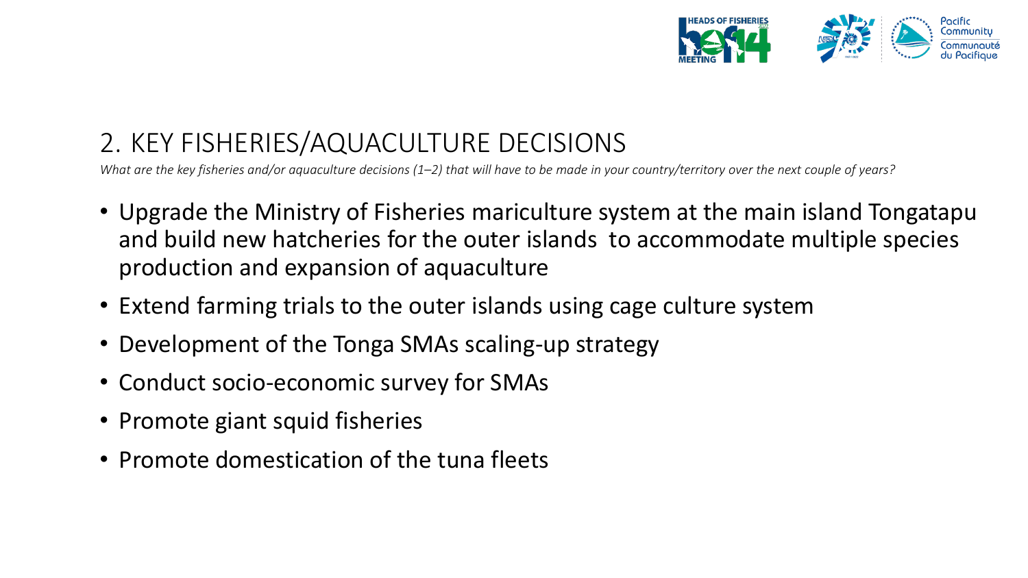## 2. KEY FISHERIES/AQUACULTURE DECISIONS

*What are the key fisheries and/or aquaculture decisions (1–2) that will have to be made in your country/territory over the next couple of years?*

- Upgrade the Ministry of Fisheries mariculture system at the main island Tongatapu and build new hatcheries for the outer islands to accommodate multiple species production and expansion of aquaculture
- Extend farming trials to the outer islands using cage culture system
- Development of the Tonga SMAs scaling-up strategy
- Conduct socio-economic survey for SMAs
- Promote giant squid fisheries
- Promote domestication of the tuna fleets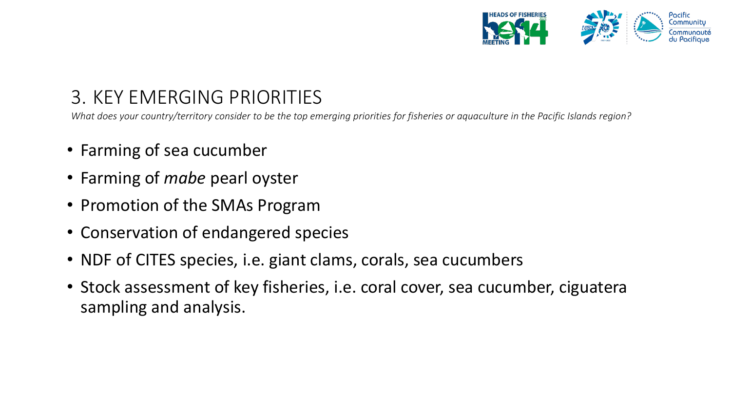# 3. KEY EMERGING PRIORITIES

*What does your country/territory consider to be the top emerging priorities for fisheries or aquaculture in the Pacific Islands region?*

- Farming of sea cucumber
- Farming of *mabe* pearl oyster
- Promotion of the SMAs Program
- Conservation of endangered species
- NDF of CITES species, i.e. giant clams, corals, sea cucumbers
- Stock assessment of key fisheries, i.e. coral cover, sea cucumber, ciguatera sampling and analysis.